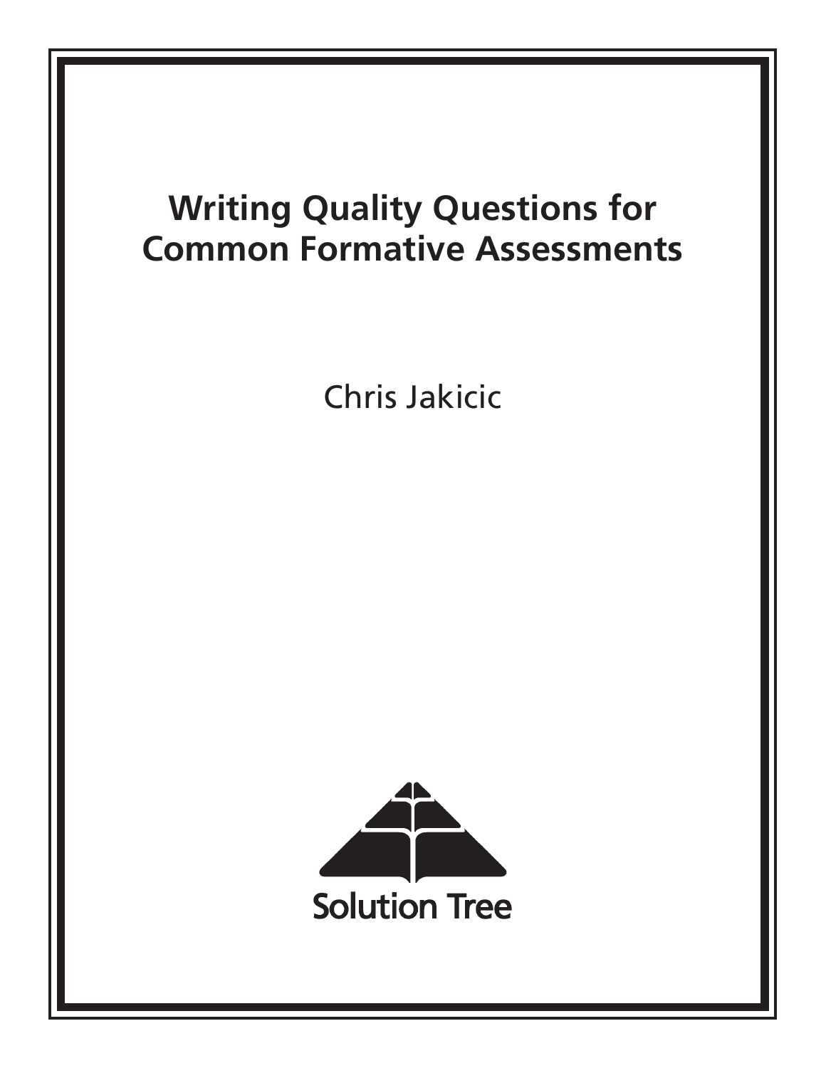# Writing Quality Questions for Common Formative Assessments

Chris Jakicic

Solution Tree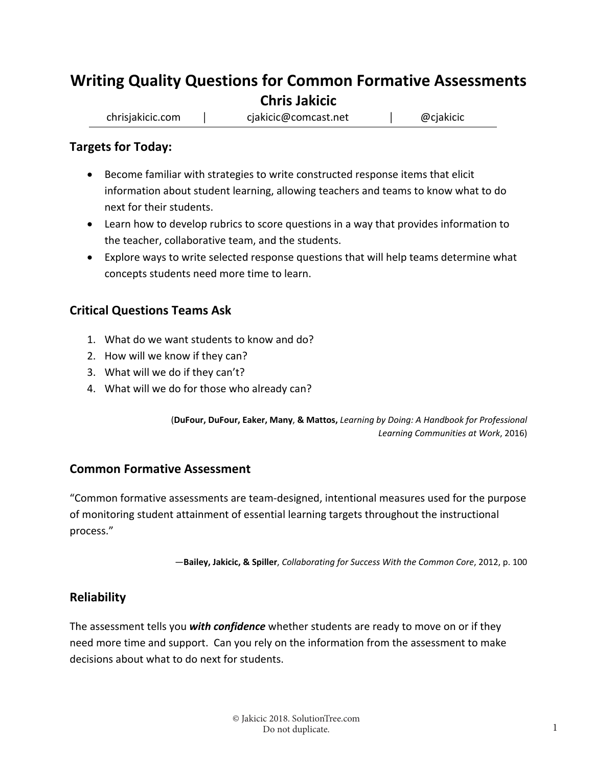# Writing Quality Questions for Common Formative Assessments

## Chris Jakicic

chrisjakicic.com | cjakicic@comcast.net | @cjakicic

### Targets for Today:

- Become familiar with strategies to write constructed response items that elicit information about student learning, allowing teachers and teams to know what to do next for their students.
- Learn how to develop rubrics to score questions in a way that provides information to the teacher, collaborative team, and the students.
- Explore ways to write selected response questions that will help teams determine what concepts students need more time to learn.

### Critical Questions Teams Ask

1. What do we want students to know and do?
2. How will we know if they can?
3. What will we do if they can't?
4. What will we do for those who already can?

(**DuFour, DuFour, Eaker, Many**, **& Mattos,** *Learning by Doing: A Handbook for Professional Learning Communities at Work*, 2016)

### Common Formative Assessment

"Common formative assessments are team-designed, intentional measures used for the purpose of monitoring student attainment of essential learning targets throughout the instructional process."

—**Bailey, Jakicic, & Spiller**, *Collaborating for Success With the Common Core*, 2012, p. 100

### Reliability

The assessment tells you ***with confidence*** whether students are ready to move on or if they need more time and support. Can you rely on the information from the assessment to make decisions about what to do next for students.

© Jakicic 2018. SolutionTree.com
Do not duplicate.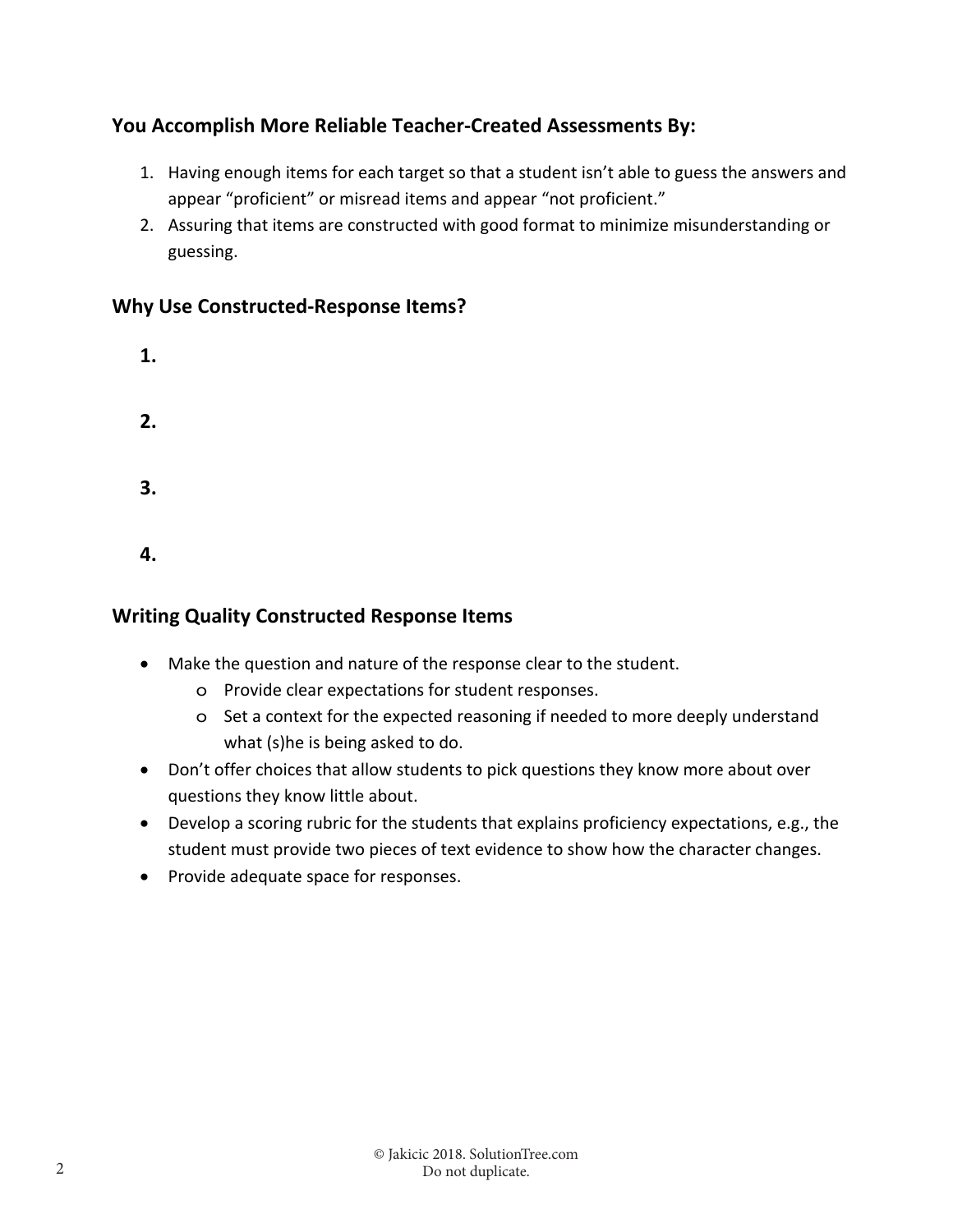## You Accomplish More Reliable Teacher-Created Assessments By:

1. Having enough items for each target so that a student isn't able to guess the answers and appear "proficient" or misread items and appear "not proficient."
2. Assuring that items are constructed with good format to minimize misunderstanding or guessing.

## Why Use Constructed-Response Items?

**1.**

**2.**

**3.**

**4.**

## Writing Quality Constructed Response Items

- Make the question and nature of the response clear to the student.
    - Provide clear expectations for student responses.
    - Set a context for the expected reasoning if needed to more deeply understand what (s)he is being asked to do.
- Don't offer choices that allow students to pick questions they know more about over questions they know little about.
- Develop a scoring rubric for the students that explains proficiency expectations, e.g., the student must provide two pieces of text evidence to show how the character changes.
- Provide adequate space for responses.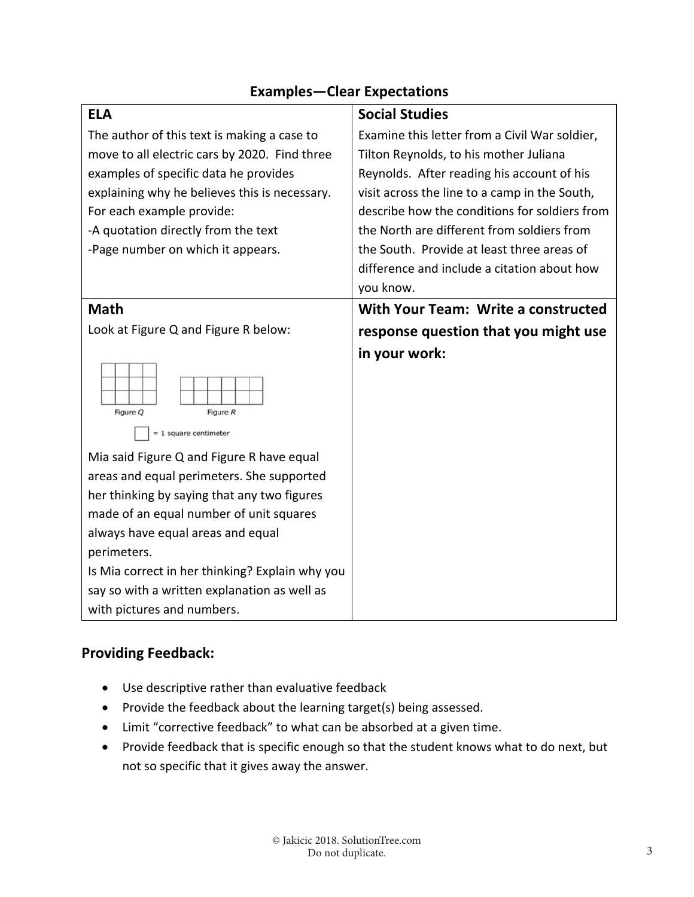## Examples—Clear Expectations

| ELA | Social Studies |
|---|---|
| The author of this text is making a case to move to all electric cars by 2020. Find three examples of specific data he provides explaining why he believes this is necessary. For each example provide:<br>-A quotation directly from the text<br>-Page number on which it appears. | Examine this letter from a Civil War soldier, Tilton Reynolds, to his mother Juliana Reynolds. After reading his account of his visit across the line to a camp in the South, describe how the conditions for soldiers from the North are different from soldiers from the South. Provide at least three areas of difference and include a citation about how you know. |
| **Math**<br>Look at Figure Q and Figure R below:<br><br>Figure Q Figure R<br>□ = 1 square centimeter<br><br>Mia said Figure Q and Figure R have equal areas and equal perimeters. She supported her thinking by saying that any two figures made of an equal number of unit squares always have equal areas and equal perimeters.<br>Is Mia correct in her thinking? Explain why you say so with a written explanation as well as with pictures and numbers. | **With Your Team: Write a constructed response question that you might use in your work:** |

### Providing Feedback:

- Use descriptive rather than evaluative feedback
- Provide the feedback about the learning target(s) being assessed.
- Limit "corrective feedback" to what can be absorbed at a given time.
- Provide feedback that is specific enough so that the student knows what to do next, but not so specific that it gives away the answer.

© Jakicic 2018. SolutionTree.com
Do not duplicate.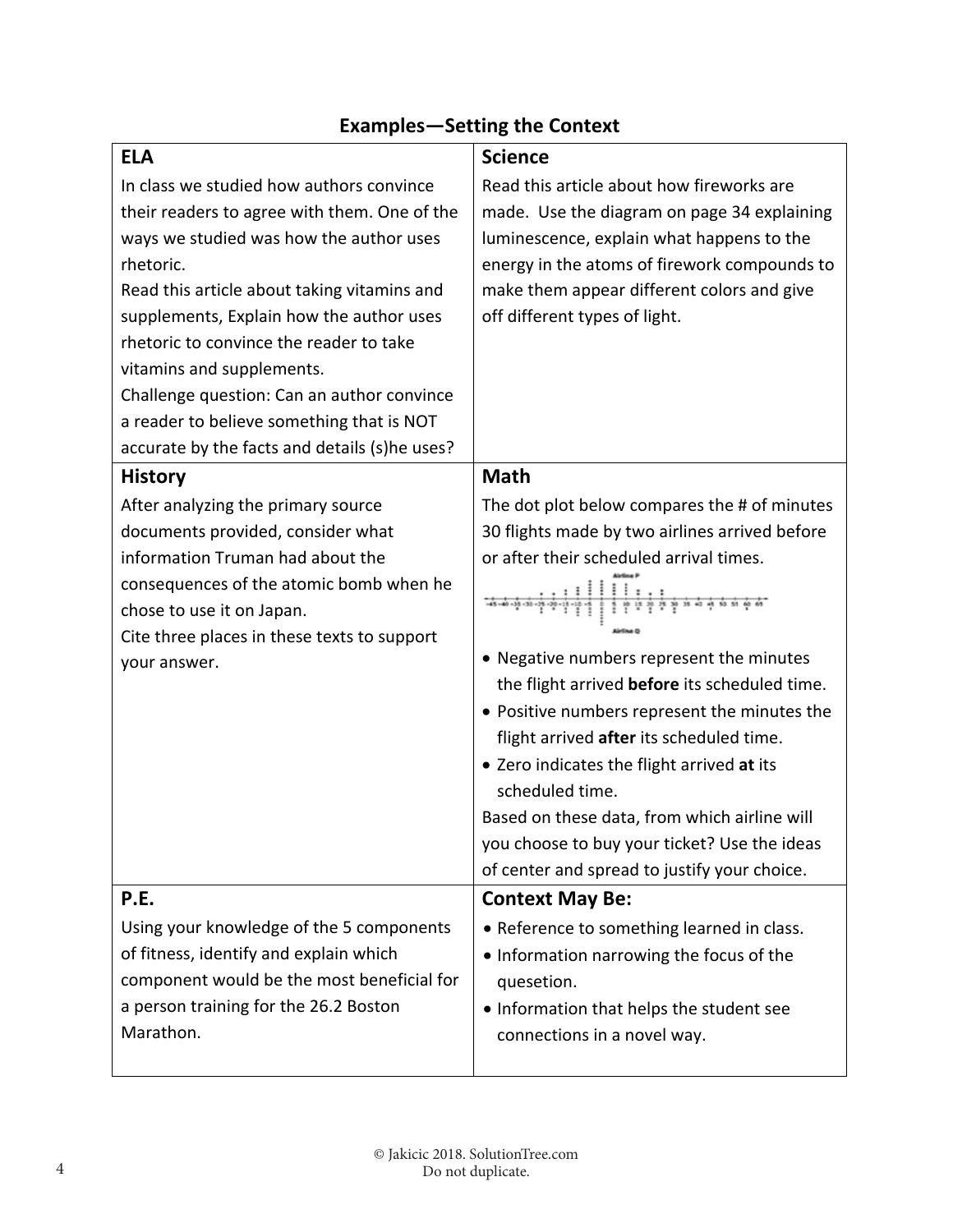## Examples—Setting the Context

| ELA | Science |
|---|---|
| In class we studied how authors convince their readers to agree with them. One of the ways we studied was how the author uses rhetoric.<br>Read this article about taking vitamins and supplements, Explain how the author uses rhetoric to convince the reader to take vitamins and supplements.<br>Challenge question: Can an author convince a reader to believe something that is NOT accurate by the facts and details (s)he uses? | Read this article about how fireworks are made. Use the diagram on page 34 explaining luminescence, explain what happens to the energy in the atoms of firework compounds to make them appear different colors and give off different types of light. |
| **History** | **Math** |
| After analyzing the primary source documents provided, consider what information Truman had about the consequences of the atomic bomb when he chose to use it on Japan.<br>Cite three places in these texts to support your answer. | The dot plot below compares the # of minutes 30 flights made by two airlines arrived before or after their scheduled arrival times.<br>• Negative numbers represent the minutes the flight arrived **before** its scheduled time.<br>• Positive numbers represent the minutes the flight arrived **after** its scheduled time.<br>• Zero indicates the flight arrived **at** its scheduled time.<br>Based on these data, from which airline will you choose to buy your ticket? Use the ideas of center and spread to justify your choice. |
| **P.E.** | **Context May Be:** |
| Using your knowledge of the 5 components of fitness, identify and explain which component would be the most beneficial for a person training for the 26.2 Boston Marathon. | • Reference to something learned in class.<br>• Information narrowing the focus of the quesetion.<br>• Information that helps the student see connections in a novel way. |

© Jakicic 2018. SolutionTree.com
Do not duplicate.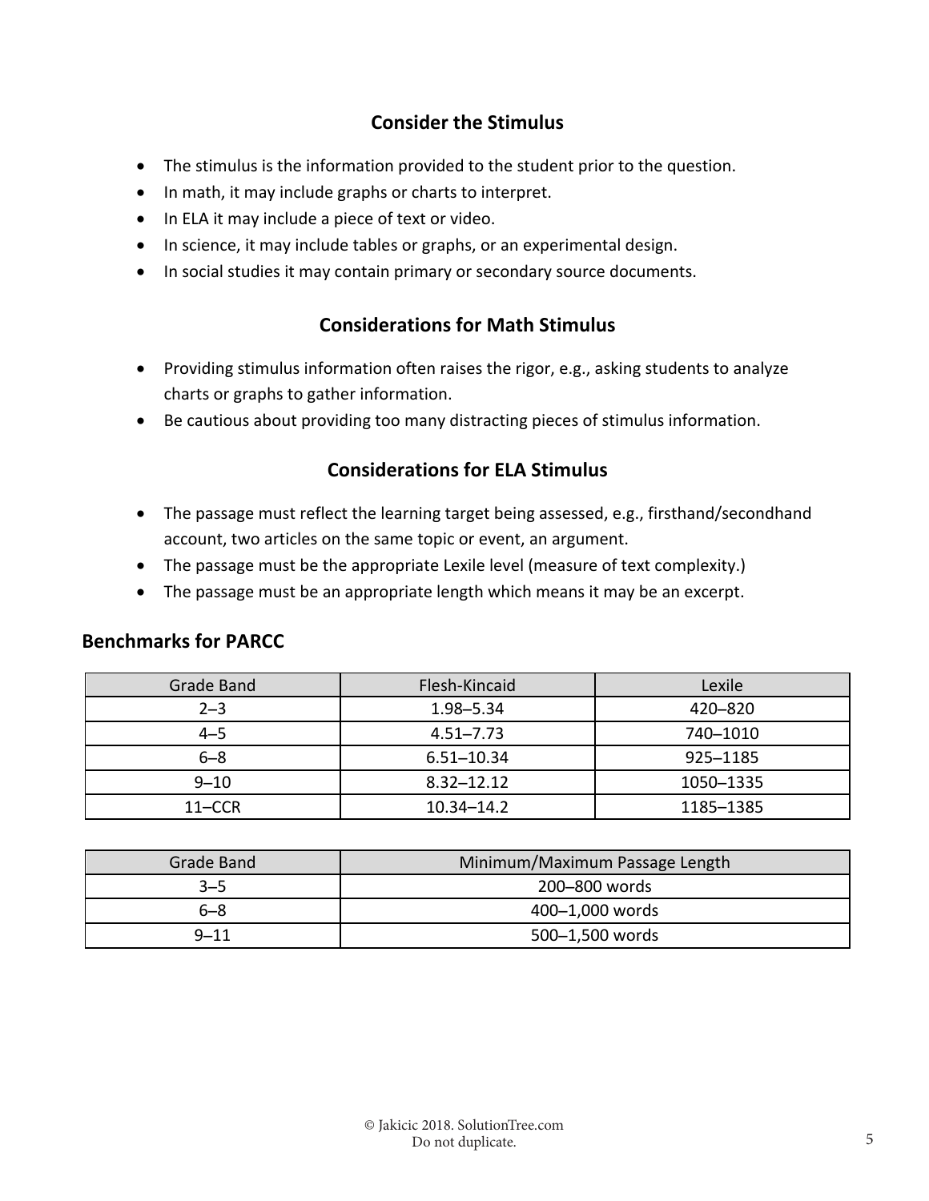## Consider the Stimulus

- The stimulus is the information provided to the student prior to the question.
- In math, it may include graphs or charts to interpret.
- In ELA it may include a piece of text or video.
- In science, it may include tables or graphs, or an experimental design.
- In social studies it may contain primary or secondary source documents.

## Considerations for Math Stimulus

- Providing stimulus information often raises the rigor, e.g., asking students to analyze charts or graphs to gather information.
- Be cautious about providing too many distracting pieces of stimulus information.

## Considerations for ELA Stimulus

- The passage must reflect the learning target being assessed, e.g., firsthand/secondhand account, two articles on the same topic or event, an argument.
- The passage must be the appropriate Lexile level (measure of text complexity.)
- The passage must be an appropriate length which means it may be an excerpt.

### Benchmarks for PARCC

| Grade Band | Flesh-Kincaid | Lexile |
|---|---|---|
| 2–3 | 1.98–5.34 | 420–820 |
| 4–5 | 4.51–7.73 | 740–1010 |
| 6–8 | 6.51–10.34 | 925–1185 |
| 9–10 | 8.32–12.12 | 1050–1335 |
| 11–CCR | 10.34–14.2 | 1185–1385 |

| Grade Band | Minimum/Maximum Passage Length |
|---|---|
| 3–5 | 200–800 words |
| 6–8 | 400–1,000 words |
| 9–11 | 500–1,500 words |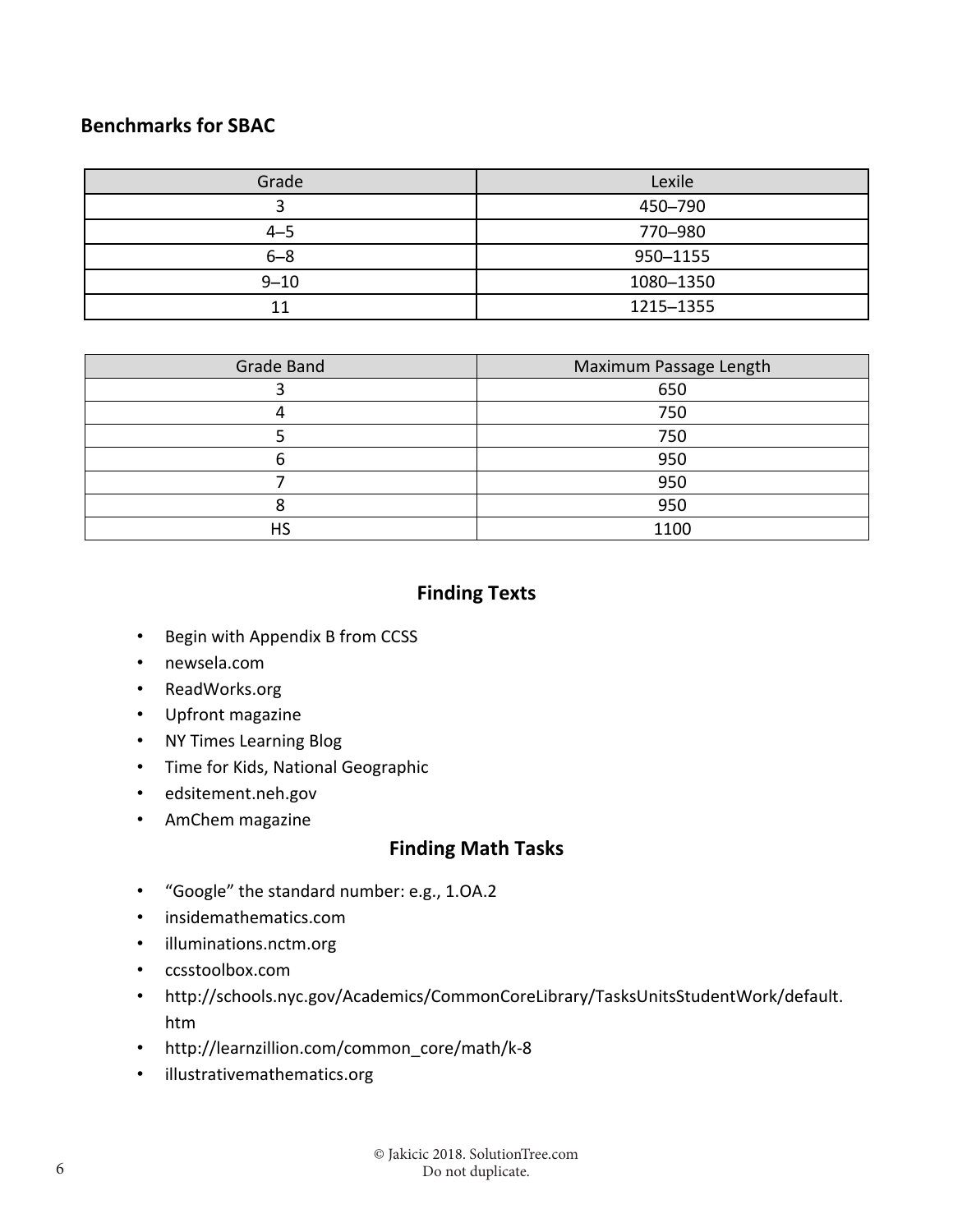## Benchmarks for SBAC

| Grade | Lexile |
|---|---|
| 3 | 450–790 |
| 4–5 | 770–980 |
| 6–8 | 950–1155 |
| 9–10 | 1080–1350 |
| 11 | 1215–1355 |

| Grade Band | Maximum Passage Length |
|---|---|
| 3 | 650 |
| 4 | 750 |
| 5 | 750 |
| 6 | 950 |
| 7 | 950 |
| 8 | 950 |
| HS | 1100 |

## Finding Texts

- Begin with Appendix B from CCSS
- newsela.com
- ReadWorks.org
- Upfront magazine
- NY Times Learning Blog
- Time for Kids, National Geographic
- edsitement.neh.gov
- AmChem magazine

## Finding Math Tasks

- "Google" the standard number: e.g., 1.OA.2
- insidemathematics.com
- illuminations.nctm.org
- ccsstoolbox.com
- http://schools.nyc.gov/Academics/CommonCoreLibrary/TasksUnitsStudentWork/default.htm
- http://learnzillion.com/common_core/math/k-8
- illustrativemathematics.org

© Jakicic 2018. SolutionTree.com
Do not duplicate.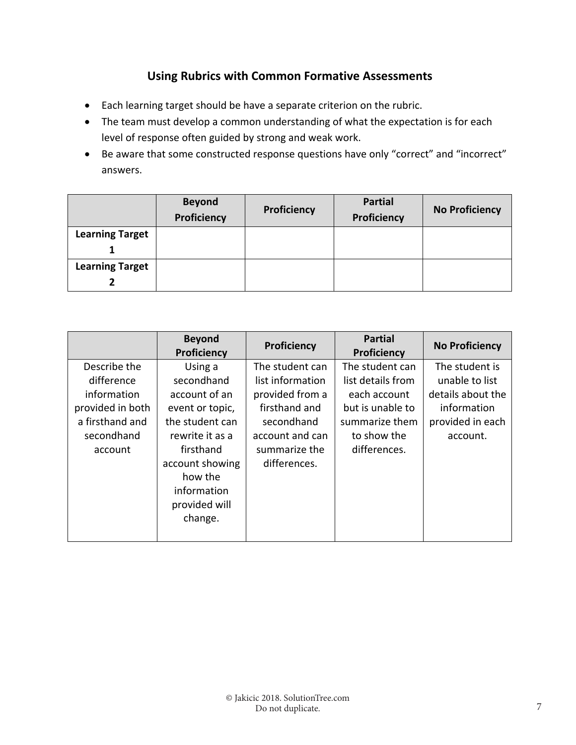## Using Rubrics with Common Formative Assessments

- Each learning target should be have a separate criterion on the rubric.
- The team must develop a common understanding of what the expectation is for each level of response often guided by strong and weak work.
- Be aware that some constructed response questions have only "correct" and "incorrect" answers.

| | Beyond Proficiency | Proficiency | Partial Proficiency | No Proficiency |
|---|---|---|---|---|
| **Learning Target 1** | | | | |
| **Learning Target 2** | | | | |

| | Beyond Proficiency | Proficiency | Partial Proficiency | No Proficiency |
|---|---|---|---|---|
| Describe the difference information provided in both a firsthand and secondhand account | Using a secondhand account of an event or topic, the student can rewrite it as a firsthand account showing how the information provided will change. | The student can list information provided from a firsthand and secondhand account and can summarize the differences. | The student can list details from each account but is unable to summarize them to show the differences. | The student is unable to list details about the information provided in each account. |

© Jakicic 2018. SolutionTree.com
Do not duplicate.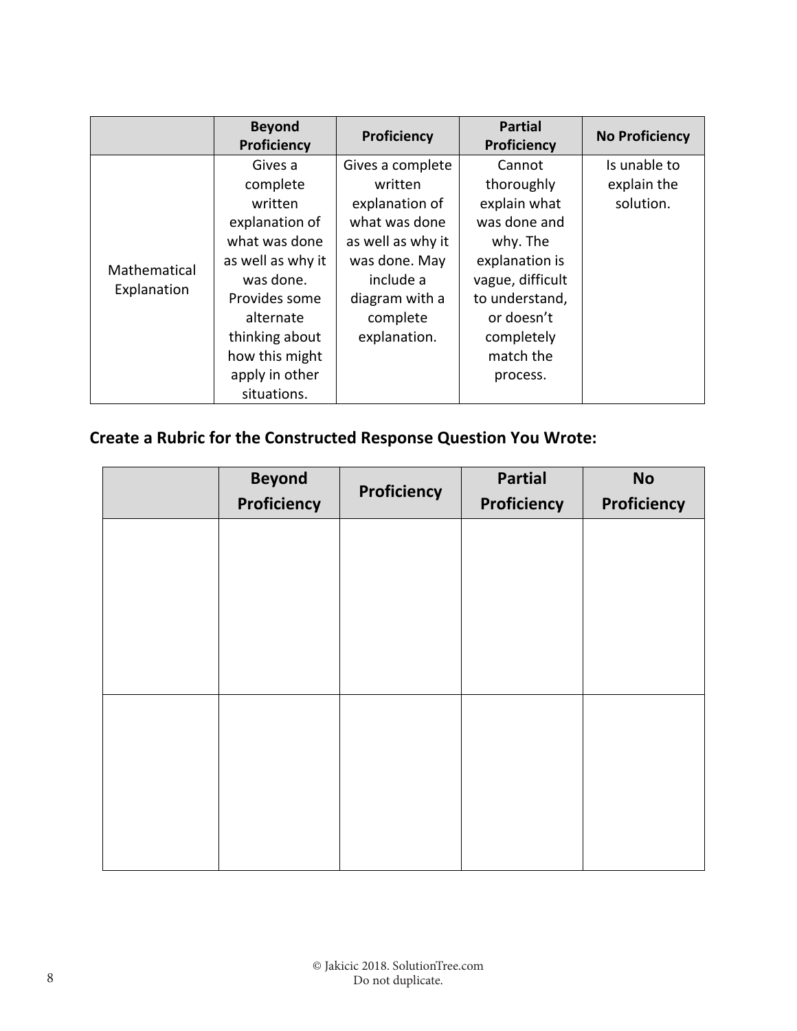| | Beyond Proficiency | Proficiency | Partial Proficiency | No Proficiency |
|---|---|---|---|---|
| Mathematical Explanation | Gives a complete written explanation of what was done as well as why it was done. Provides some alternate thinking about how this might apply in other situations. | Gives a complete written explanation of what was done as well as why it was done. May include a diagram with a complete explanation. | Cannot thoroughly explain what was done and why. The explanation is vague, difficult to understand, or doesn't completely match the process. | Is unable to explain the solution. |

## Create a Rubric for the Constructed Response Question You Wrote:

| | Beyond Proficiency | Proficiency | Partial Proficiency | No Proficiency |
|---|---|---|---|---|
| | | | | |
| | | | | |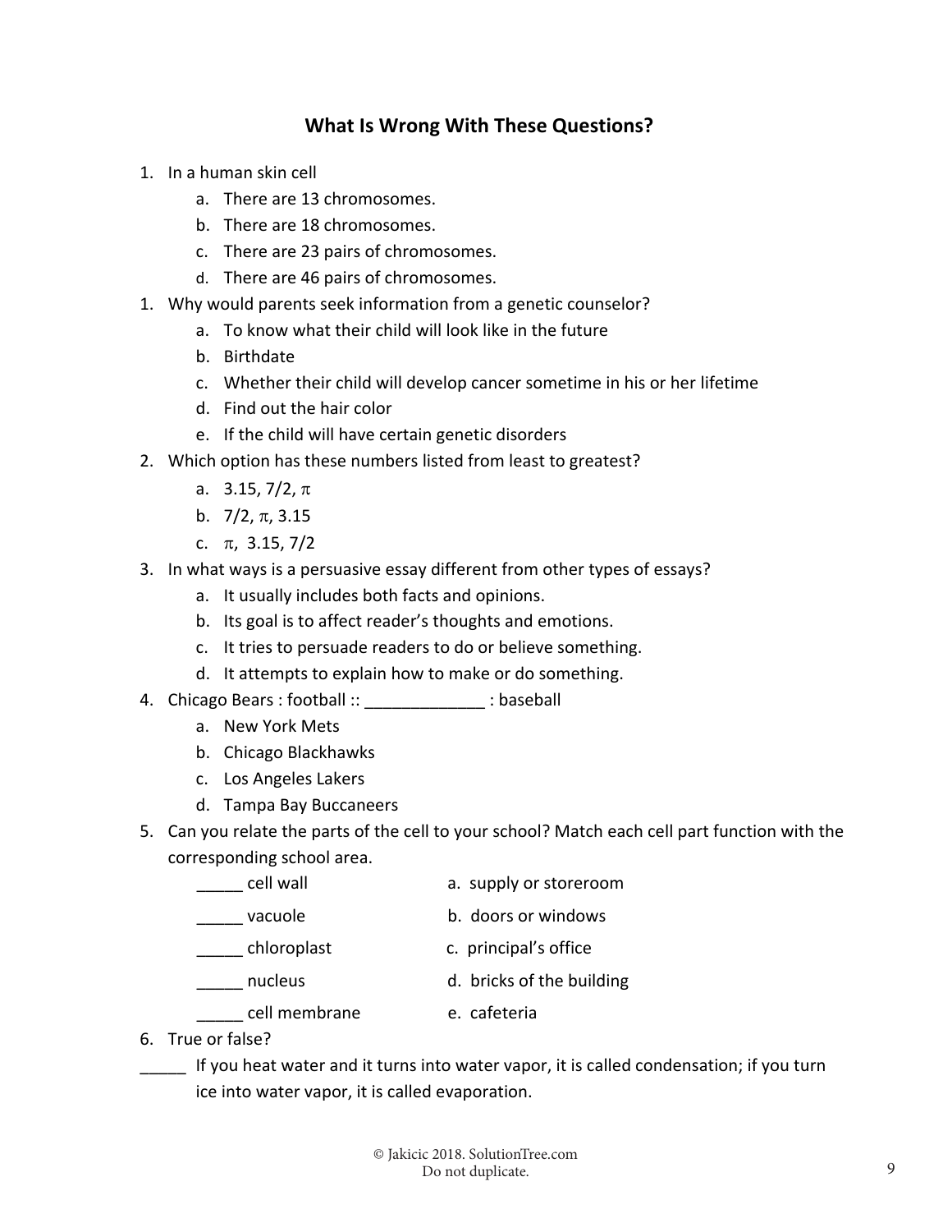## What Is Wrong With These Questions?

1. In a human skin cell
    a. There are 13 chromosomes.
    b. There are 18 chromosomes.
    c. There are 23 pairs of chromosomes.
    d. There are 46 pairs of chromosomes.
1. Why would parents seek information from a genetic counselor?
    a. To know what their child will look like in the future
    b. Birthdate
    c. Whether their child will develop cancer sometime in his or her lifetime
    d. Find out the hair color
    e. If the child will have certain genetic disorders
2. Which option has these numbers listed from least to greatest?
    a. 3.15, 7/2, $\pi$
    b. 7/2, $\pi$, 3.15
    c. $\pi$, 3.15, 7/2
3. In what ways is a persuasive essay different from other types of essays?
    a. It usually includes both facts and opinions.
    b. Its goal is to affect reader's thoughts and emotions.
    c. It tries to persuade readers to do or believe something.
    d. It attempts to explain how to make or do something.
4. Chicago Bears : football :: _____________ : baseball
    a. New York Mets
    b. Chicago Blackhawks
    c. Los Angeles Lakers
    d. Tampa Bay Buccaneers
5. Can you relate the parts of the cell to your school? Match each cell part function with the corresponding school area.

| | |
|---|---|
| _____ cell wall | a. supply or storeroom |
| _____ vacuole | b. doors or windows |
| _____ chloroplast | c. principal's office |
| _____ nucleus | d. bricks of the building |
| _____ cell membrane | e. cafeteria |

6. True or false?

_____ If you heat water and it turns into water vapor, it is called condensation; if you turn ice into water vapor, it is called evaporation.

© Jakicic 2018. SolutionTree.com
Do not duplicate.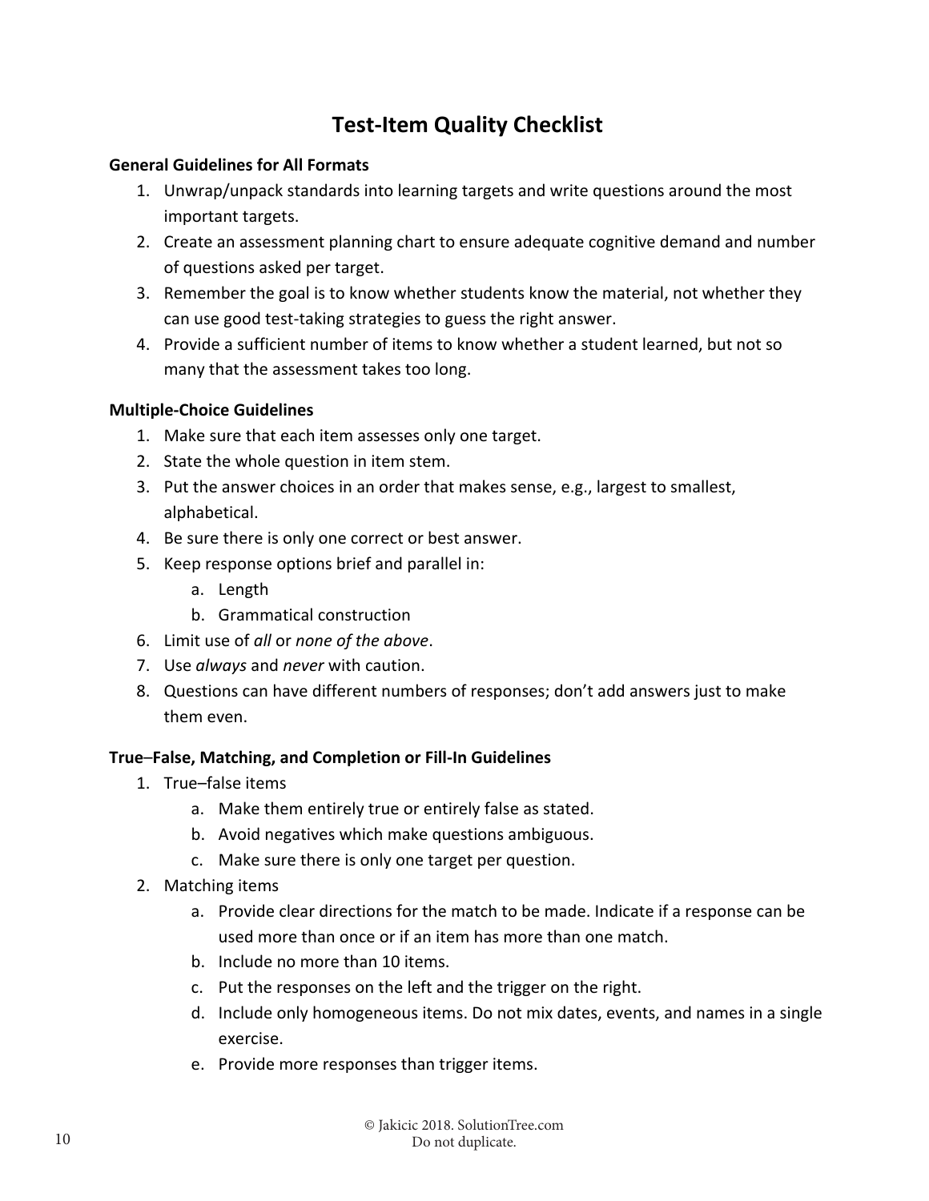# Test-Item Quality Checklist

**General Guidelines for All Formats**

1. Unwrap/unpack standards into learning targets and write questions around the most important targets.
2. Create an assessment planning chart to ensure adequate cognitive demand and number of questions asked per target.
3. Remember the goal is to know whether students know the material, not whether they can use good test-taking strategies to guess the right answer.
4. Provide a sufficient number of items to know whether a student learned, but not so many that the assessment takes too long.

**Multiple-Choice Guidelines**

1. Make sure that each item assesses only one target.
2. State the whole question in item stem.
3. Put the answer choices in an order that makes sense, e.g., largest to smallest, alphabetical.
4. Be sure there is only one correct or best answer.
5. Keep response options brief and parallel in:
   a. Length
   b. Grammatical construction
6. Limit use of *all* or *none of the above*.
7. Use *always* and *never* with caution.
8. Questions can have different numbers of responses; don't add answers just to make them even.

**True–False, Matching, and Completion or Fill-In Guidelines**

1. True–false items
   a. Make them entirely true or entirely false as stated.
   b. Avoid negatives which make questions ambiguous.
   c. Make sure there is only one target per question.
2. Matching items
   a. Provide clear directions for the match to be made. Indicate if a response can be used more than once or if an item has more than one match.
   b. Include no more than 10 items.
   c. Put the responses on the left and the trigger on the right.
   d. Include only homogeneous items. Do not mix dates, events, and names in a single exercise.
   e. Provide more responses than trigger items.

© Jakicic 2018. SolutionTree.com
Do not duplicate.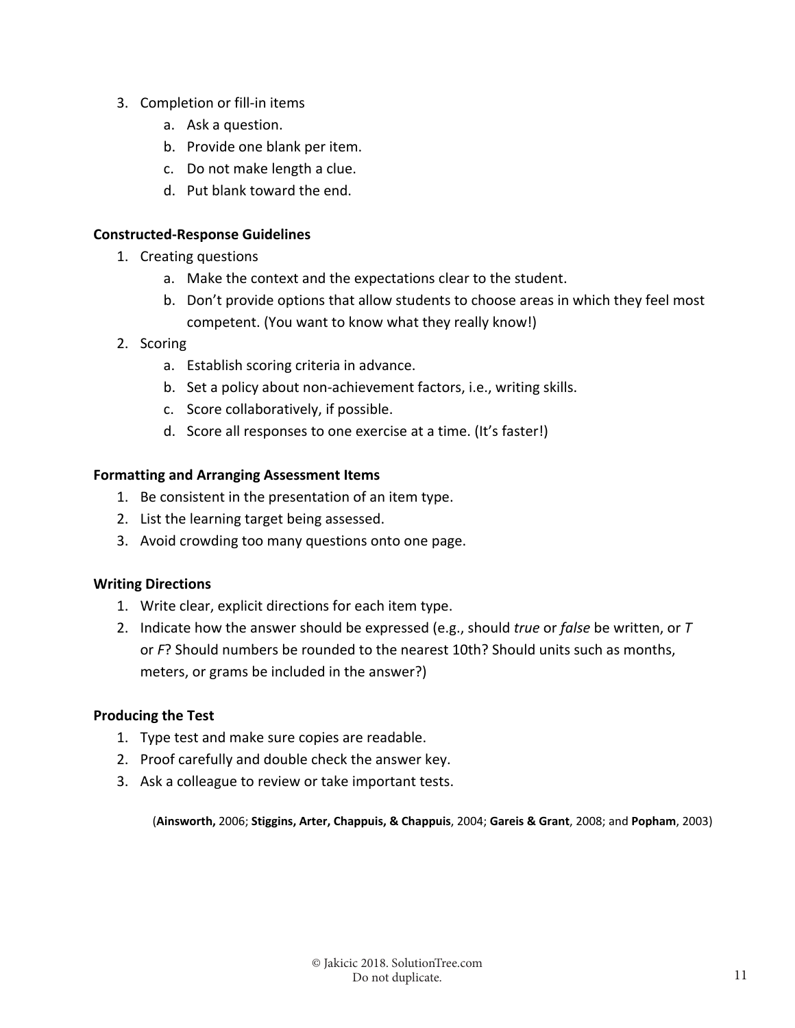3. Completion or fill-in items
    a. Ask a question.
    b. Provide one blank per item.
    c. Do not make length a clue.
    d. Put blank toward the end.

**Constructed-Response Guidelines**

1. Creating questions
    a. Make the context and the expectations clear to the student.
    b. Don't provide options that allow students to choose areas in which they feel most competent. (You want to know what they really know!)
2. Scoring
    a. Establish scoring criteria in advance.
    b. Set a policy about non-achievement factors, i.e., writing skills.
    c. Score collaboratively, if possible.
    d. Score all responses to one exercise at a time. (It's faster!)

**Formatting and Arranging Assessment Items**

1. Be consistent in the presentation of an item type.
2. List the learning target being assessed.
3. Avoid crowding too many questions onto one page.

**Writing Directions**

1. Write clear, explicit directions for each item type.
2. Indicate how the answer should be expressed (e.g., should *true* or *false* be written, or *T* or *F*? Should numbers be rounded to the nearest 10th? Should units such as months, meters, or grams be included in the answer?)

**Producing the Test**

1. Type test and make sure copies are readable.
2. Proof carefully and double check the answer key.
3. Ask a colleague to review or take important tests.

(**Ainsworth,** 2006; **Stiggins, Arter, Chappuis, & Chappuis**, 2004; **Gareis & Grant**, 2008; and **Popham**, 2003)

© Jakicic 2018. SolutionTree.com
Do not duplicate.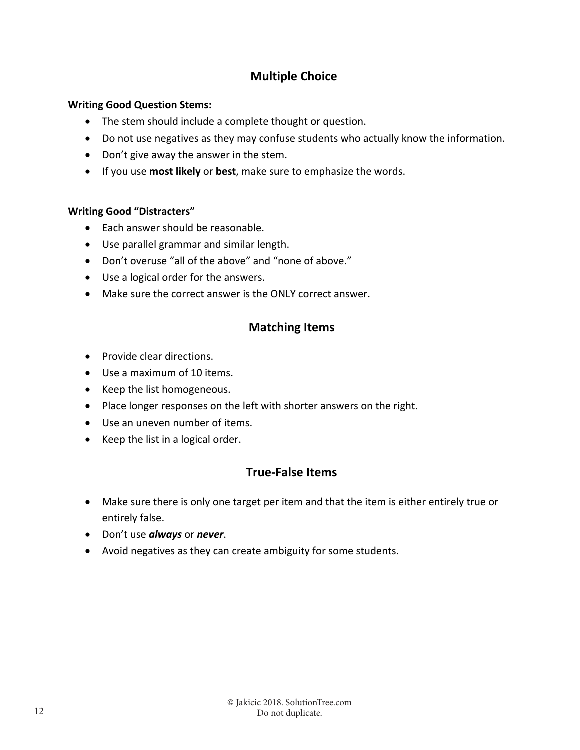## Multiple Choice

**Writing Good Question Stems:**

- The stem should include a complete thought or question.
- Do not use negatives as they may confuse students who actually know the information.
- Don't give away the answer in the stem.
- If you use **most likely** or **best**, make sure to emphasize the words.

**Writing Good "Distracters"**

- Each answer should be reasonable.
- Use parallel grammar and similar length.
- Don't overuse "all of the above" and "none of above."
- Use a logical order for the answers.
- Make sure the correct answer is the ONLY correct answer.

## Matching Items

- Provide clear directions.
- Use a maximum of 10 items.
- Keep the list homogeneous.
- Place longer responses on the left with shorter answers on the right.
- Use an uneven number of items.
- Keep the list in a logical order.

## True-False Items

- Make sure there is only one target per item and that the item is either entirely true or entirely false.
- Don't use ***always*** or ***never***.
- Avoid negatives as they can create ambiguity for some students.

© Jakicic 2018. SolutionTree.com
Do not duplicate.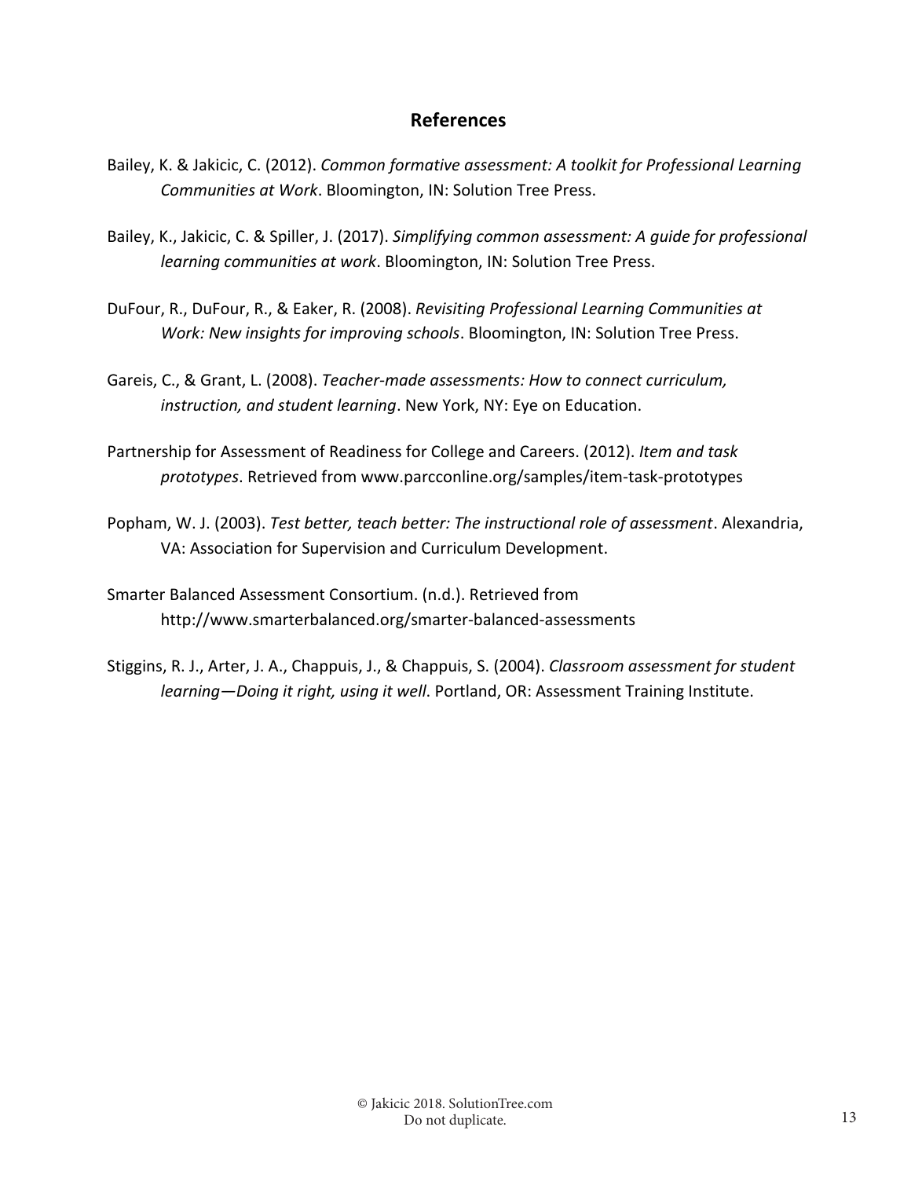## References

Bailey, K. & Jakicic, C. (2012). *Common formative assessment: A toolkit for Professional Learning Communities at Work*. Bloomington, IN: Solution Tree Press.

Bailey, K., Jakicic, C. & Spiller, J. (2017). *Simplifying common assessment: A guide for professional learning communities at work*. Bloomington, IN: Solution Tree Press.

DuFour, R., DuFour, R., & Eaker, R. (2008). *Revisiting Professional Learning Communities at Work: New insights for improving schools*. Bloomington, IN: Solution Tree Press.

Gareis, C., & Grant, L. (2008). *Teacher-made assessments: How to connect curriculum, instruction, and student learning*. New York, NY: Eye on Education.

Partnership for Assessment of Readiness for College and Careers. (2012). *Item and task prototypes*. Retrieved from www.parcconline.org/samples/item-task-prototypes

Popham, W. J. (2003). *Test better, teach better: The instructional role of assessment*. Alexandria, VA: Association for Supervision and Curriculum Development.

Smarter Balanced Assessment Consortium. (n.d.). Retrieved from http://www.smarterbalanced.org/smarter-balanced-assessments

Stiggins, R. J., Arter, J. A., Chappuis, J., & Chappuis, S. (2004). *Classroom assessment for student learning—Doing it right, using it well*. Portland, OR: Assessment Training Institute.

© Jakicic 2018. SolutionTree.com
Do not duplicate.